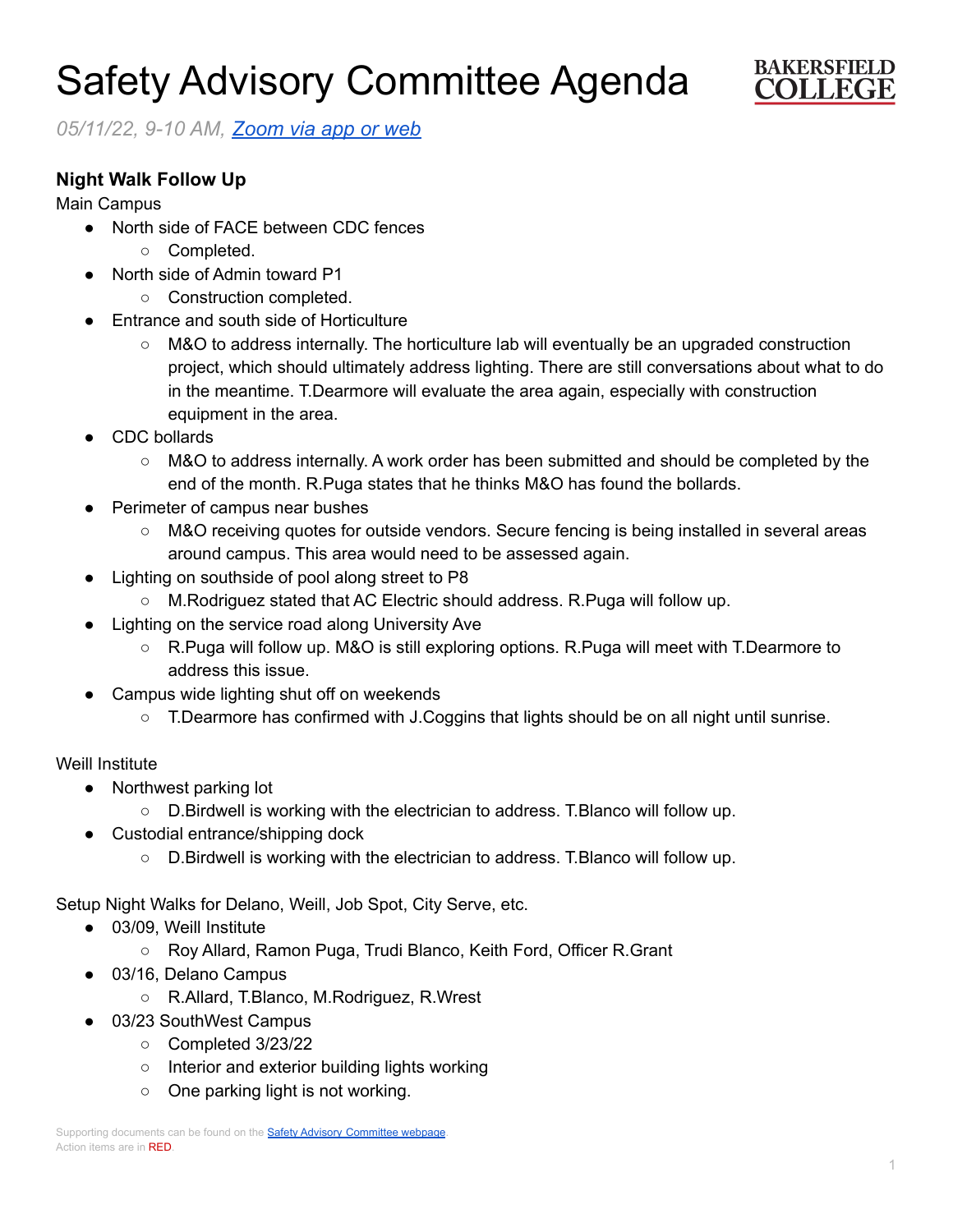# Safety Advisory Committee Agenda

*05/11/22, 9-10 AM, [Zoom via app or web]()*

**Night Walk Follow Up**

Main Campus

- North side of FACE between CDC fences
  - Completed.
- North side of Admin toward P1
  - Construction completed.
- Entrance and south side of Horticulture
  - M&O to address internally. The horticulture lab will eventually be an upgraded construction project, which should ultimately address lighting. There are still conversations about what to do in the meantime. T.Dearmore will evaluate the area again, especially with construction equipment in the area.
- CDC bollards
  - M&O to address internally. A work order has been submitted and should be completed by the end of the month. R.Puga states that he thinks M&O has found the bollards.
- Perimeter of campus near bushes
  - M&O receiving quotes for outside vendors. Secure fencing is being installed in several areas around campus. This area would need to be assessed again.
- Lighting on southside of pool along street to P8
  - M.Rodriguez stated that AC Electric should address. R.Puga will follow up.
- Lighting on the service road along University Ave
  - R.Puga will follow up. M&O is still exploring options. R.Puga will meet with T.Dearmore to address this issue.
- Campus wide lighting shut off on weekends
  - T.Dearmore has confirmed with J.Coggins that lights should be on all night until sunrise.

Weill Institute

- Northwest parking lot
  - D.Birdwell is working with the electrician to address. T.Blanco will follow up.
- Custodial entrance/shipping dock
  - D.Birdwell is working with the electrician to address. T.Blanco will follow up.

Setup Night Walks for Delano, Weill, Job Spot, City Serve, etc.

- 03/09, Weill Institute
  - Roy Allard, Ramon Puga, Trudi Blanco, Keith Ford, Officer R.Grant
- 03/16, Delano Campus
  - R.Allard, T.Blanco, M.Rodriguez, R.Wrest
- 03/23 SouthWest Campus
  - Completed 3/23/22
  - Interior and exterior building lights working
  - One parking light is not working.

Supporting documents can be found on the [Safety Advisory Committee webpage]().
Action items are in RED.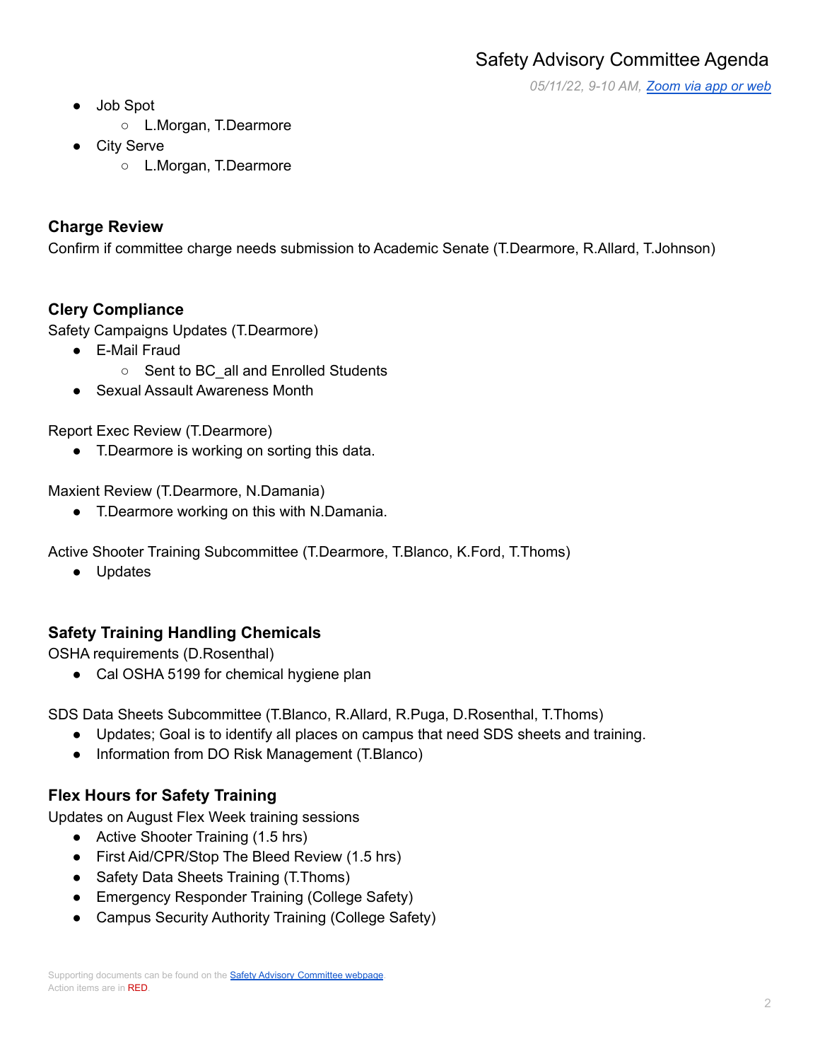- Job Spot
  - L.Morgan, T.Dearmore
- City Serve
  - L.Morgan, T.Dearmore

## Charge Review

Confirm if committee charge needs submission to Academic Senate (T.Dearmore, R.Allard, T.Johnson)

## Clery Compliance

Safety Campaigns Updates (T.Dearmore)

- E-Mail Fraud
  - Sent to BC_all and Enrolled Students
- Sexual Assault Awareness Month

Report Exec Review (T.Dearmore)

- T.Dearmore is working on sorting this data.

Maxient Review (T.Dearmore, N.Damania)

- T.Dearmore working on this with N.Damania.

Active Shooter Training Subcommittee (T.Dearmore, T.Blanco, K.Ford, T.Thoms)

- Updates

## Safety Training Handling Chemicals

OSHA requirements (D.Rosenthal)

- Cal OSHA 5199 for chemical hygiene plan

SDS Data Sheets Subcommittee (T.Blanco, R.Allard, R.Puga, D.Rosenthal, T.Thoms)

- Updates; Goal is to identify all places on campus that need SDS sheets and training.
- Information from DO Risk Management (T.Blanco)

## Flex Hours for Safety Training

Updates on August Flex Week training sessions

- Active Shooter Training (1.5 hrs)
- First Aid/CPR/Stop The Bleed Review (1.5 hrs)
- Safety Data Sheets Training (T.Thoms)
- Emergency Responder Training (College Safety)
- Campus Security Authority Training (College Safety)

Supporting documents can be found on the Safety Advisory Committee webpage.
Action items are in RED.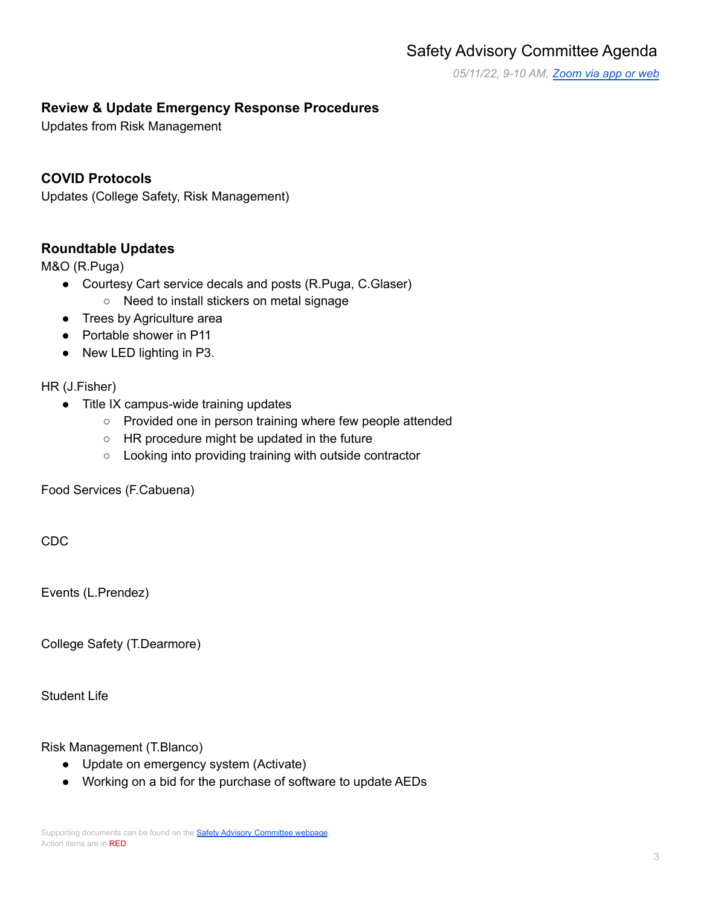# Safety Advisory Committee Agenda

*05/11/22, 9-10 AM, [Zoom via app or web]*

## Review & Update Emergency Response Procedures

Updates from Risk Management

## COVID Protocols

Updates (College Safety, Risk Management)

## Roundtable Updates

M&O (R.Puga)

- Courtesy Cart service decals and posts (R.Puga, C.Glaser)
  - Need to install stickers on metal signage
- Trees by Agriculture area
- Portable shower in P11
- New LED lighting in P3.

HR (J.Fisher)

- Title IX campus-wide training updates
  - Provided one in person training where few people attended
  - HR procedure might be updated in the future
  - Looking into providing training with outside contractor

Food Services (F.Cabuena)

CDC

Events (L.Prendez)

College Safety (T.Dearmore)

Student Life

Risk Management (T.Blanco)

- Update on emergency system (Activate)
- Working on a bid for the purchase of software to update AEDs

Supporting documents can be found on the [Safety Advisory Committee webpage].
Action items are in RED.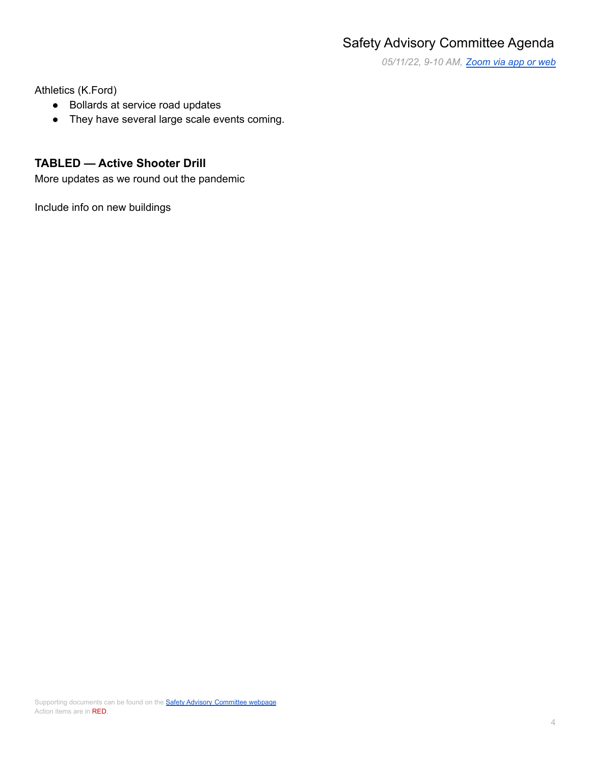Athletics (K.Ford)

- Bollards at service road updates
- They have several large scale events coming.

### TABLED — Active Shooter Drill

More updates as we round out the pandemic

Include info on new buildings